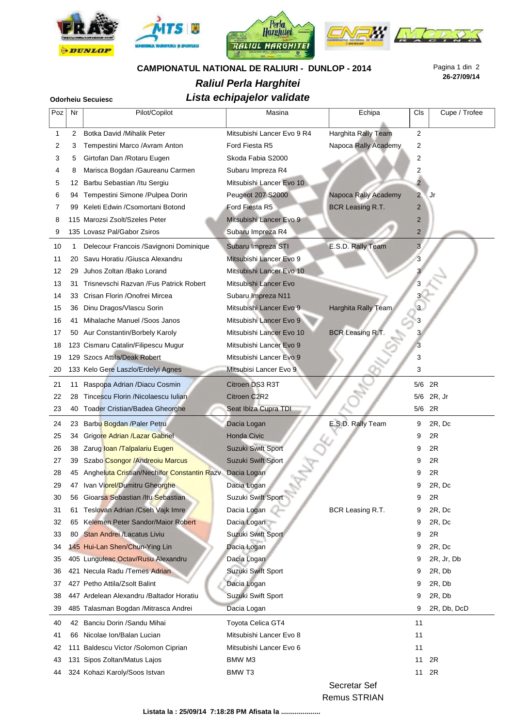**CAMPIONATUL NATIONAL DE RALIURI - DUNLOP - 2014**

26-27/09/14

## *Raliul Perla Harghitei*

**Odorheiu Secuiesc**

## *Lista echipajelor validate*

| Poz | Nr | Pilot/Copilot | Masina | Echipa | Cls | Cupe / Trofee |
|---|---|---|---|---|---|---|
| 1 | 2 | Botka David /Mihalik Peter | Mitsubishi Lancer Evo 9 R4 | Harghita Rally Team | 2 | |
| 2 | 3 | Tempestini Marco /Avram Anton | Ford Fiesta R5 | Napoca Rally Academy | 2 | |
| 3 | 5 | Girtofan Dan /Rotaru Eugen | Skoda Fabia S2000 | | 2 | |
| 4 | 8 | Marisca Bogdan /Gaureanu Carmen | Subaru Impreza R4 | | 2 | |
| 5 | 12 | Barbu Sebastian /Itu Sergiu | Mitsubishi Lancer Evo 10 | | 2 | |
| 6 | 94 | Tempestini Simone /Pulpea Dorin | Peugeot 207 S2000 | Napoca Rally Academy | 2 | Jr |
| 7 | 99 | Keleti Edwin /Csomortani Botond | Ford Fiesta R5 | BCR Leasing R.T. | 2 | |
| 8 | 115 | Marozsi Zsolt/Szeles Peter | Mitsubishi Lancer Evo 9 | | 2 | |
| 9 | 135 | Lovasz Pal/Gabor Zsiros | Subaru Impreza R4 | | 2 | |
| 10 | 1 | Delecour Francois /Savignoni Dominique | Subaru Impreza STI | E.S.D. Rally Team | 3 | |
| 11 | 20 | Savu Horatiu /Giusca Alexandru | Mitsubishi Lancer Evo 9 | | 3 | |
| 12 | 29 | Juhos Zoltan /Bako Lorand | Mitsubishi Lancer Evo 10 | | 3 | |
| 13 | 31 | Trisnevschi Razvan /Fus Patrick Robert | Mitsubishi Lancer Evo | | 3 | |
| 14 | 33 | Crisan Florin /Onofrei Mircea | Subaru Impreza N11 | | 3 | |
| 15 | 36 | Dinu Dragos/Vlascu Sorin | Mitsubishi Lancer Evo 9 | Harghita Rally Team | 3 | |
| 16 | 41 | Mihalache Manuel /Soos Janos | Mitsubishi Lancer Evo 9 | | 3 | |
| 17 | 50 | Aur Constantin/Borbely Karoly | Mitsubishi Lancer Evo 10 | BCR Leasing R.T. | 3 | |
| 18 | 123 | Cismaru Catalin/Filipescu Mugur | Mitsubishi Lancer Evo 9 | | 3 | |
| 19 | 129 | Szocs Attila/Deak Robert | Mitsubishi Lancer Evo 9 | | 3 | |
| 20 | 133 | Kelo Gere Laszlo/Erdelyi Agnes | Mitsubisi Lancer Evo 9 | | 3 | |
| 21 | 11 | Raspopa Adrian /Diacu Cosmin | Citroen DS3 R3T | | 5/6 | 2R |
| 22 | 28 | Tincescu Florin /Nicolaescu Iulian | Citroen C2R2 | | 5/6 | 2R, Jr |
| 23 | 40 | Toader Cristian/Badea Gheorghe | Seat Ibiza Cupra TDI | | 5/6 | 2R |
| 24 | 23 | Barbu Bogdan /Paler Petru | Dacia Logan | E.S.D. Rally Team | 9 | 2R, Dc |
| 25 | 34 | Grigore Adrian /Lazar Gabriel | Honda Civic | | 9 | 2R |
| 26 | 38 | Zarug Ioan /Talpalariu Eugen | Suzuki Swift Sport | | 9 | 2R |
| 27 | 39 | Szabo Csongor /Andreoiu Marcus | Suzuki Swift Sport | | 9 | 2R |
| 28 | 45 | Angheluta Cristian/Nechifor Constantin Razv | Dacia Logan | | 9 | 2R |
| 29 | 47 | Ivan Viorel/Dumitru Gheorghe | Dacia Logan | | 9 | 2R, Dc |
| 30 | 56 | Gioarsa Sebastian /Itu Sebastian | Suzuki Swift Sport | | 9 | 2R |
| 31 | 61 | Teslovan Adrian /Cseh Vajk Imre | Dacia Logan | BCR Leasing R.T. | 9 | 2R, Dc |
| 32 | 65 | Kelemen Peter Sandor/Maior Robert | Dacia Logan | | 9 | 2R, Dc |
| 33 | 80 | Stan Andrei /Lacatus Liviu | Suzuki Swift Sport | | 9 | 2R |
| 34 | 145 | Hui-Lan Shen/Chun-Ying Lin | Dacia Logan | | 9 | 2R, Dc |
| 35 | 405 | Lunguleac Octav/Rusu Alexandru | Dacia Logan | | 9 | 2R, Jr, Db |
| 36 | 421 | Necula Radu /Temes Adrian | Suzuki Swift Sport | | 9 | 2R, Db |
| 37 | 427 | Petho Attila/Zsolt Balint | Dacia Logan | | 9 | 2R, Db |
| 38 | 447 | Ardelean Alexandru /Baltador Horatiu | Suzuki Swift Sport | | 9 | 2R, Db |
| 39 | 485 | Talasman Bogdan /Mitrasca Andrei | Dacia Logan | | 9 | 2R, Db, DcD |
| 40 | 42 | Banciu Dorin /Sandu Mihai | Toyota Celica GT4 | | 11 | |
| 41 | 66 | Nicolae Ion/Balan Lucian | Mitsubishi Lancer Evo 8 | | 11 | |
| 42 | 111 | Baldescu Victor /Solomon Ciprian | Mitsubishi Lancer Evo 6 | | 11 | |
| 43 | 131 | Sipos Zoltan/Matus Lajos | BMW M3 | | 11 | 2R |
| 44 | 324 | Kohazi Karoly/Soos Istvan | BMW T3 | | 11 | 2R |

Secretar Sef
Remus STRIAN

**Listata la : 25/09/14 7:18:28 PM Afisata la ....................**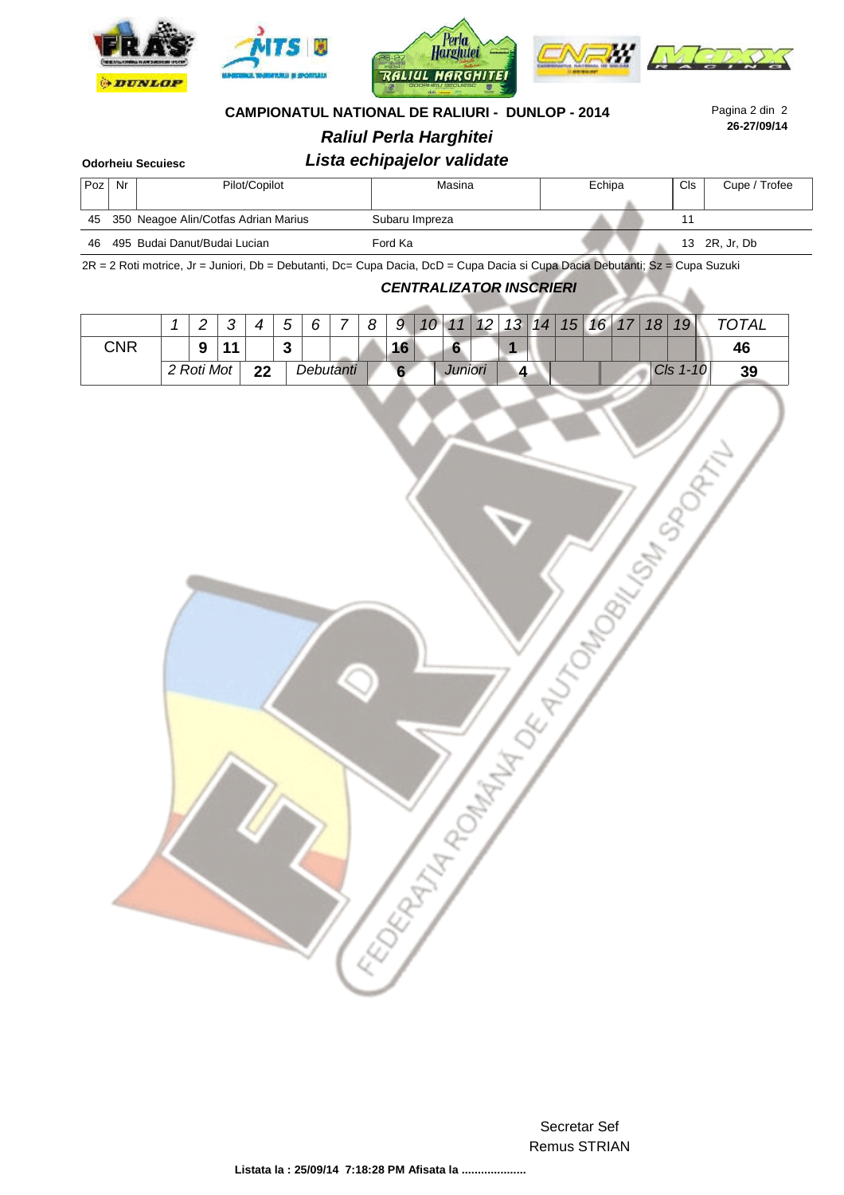**CAMPIONATUL NATIONAL DE RALIURI - DUNLOP - 2014**

**26-27/09/14**

## *Raliul Perla Harghitei*

**Odorheiu Secuiesc**

## *Lista echipajelor validate*

| Poz | Nr | Pilot/Copilot | Masina | Echipa | Cls | Cupe / Trofee |
|---|---|---|---|---|---|---|
| 45 | 350 | Neagoe Alin/Cotfas Adrian Marius | Subaru Impreza | | 11 | |
| 46 | 495 | Budai Danut/Budai Lucian | Ford Ka | | 13 | 2R, Jr, Db |

2R = 2 Roti motrice, Jr = Juniori, Db = Debutanti, Dc= Cupa Dacia, DcD = Cupa Dacia si Cupa Dacia Debutanti; Sz = Cupa Suzuki

### *CENTRALIZATOR INSCRIERI*

| | *1* | *2* | *3* | *4* | *5* | *6* | *7* | *8* | *9* | *10* | *11* | *12* | *13* | *14* | *15* | *16* | *17* | *18* | *19* | *TOTAL* |
|---|---|---|---|---|---|---|---|---|---|---|---|---|---|---|---|---|---|---|---|---|
| CNR | | **9** | **11** | | **3** | | | | **16** | | **6** | | **1** | | | | | | | **46** |
| | *2 Roti Mot* | | | **22** | *Debutanti* | | | | **6** | | *Juniori* | | **4** | | | | | *Cls 1-10* | | **39** |

Secretar Sef
Remus STRIAN

**Listata la : 25/09/14 7:18:28 PM Afisata la ....................**